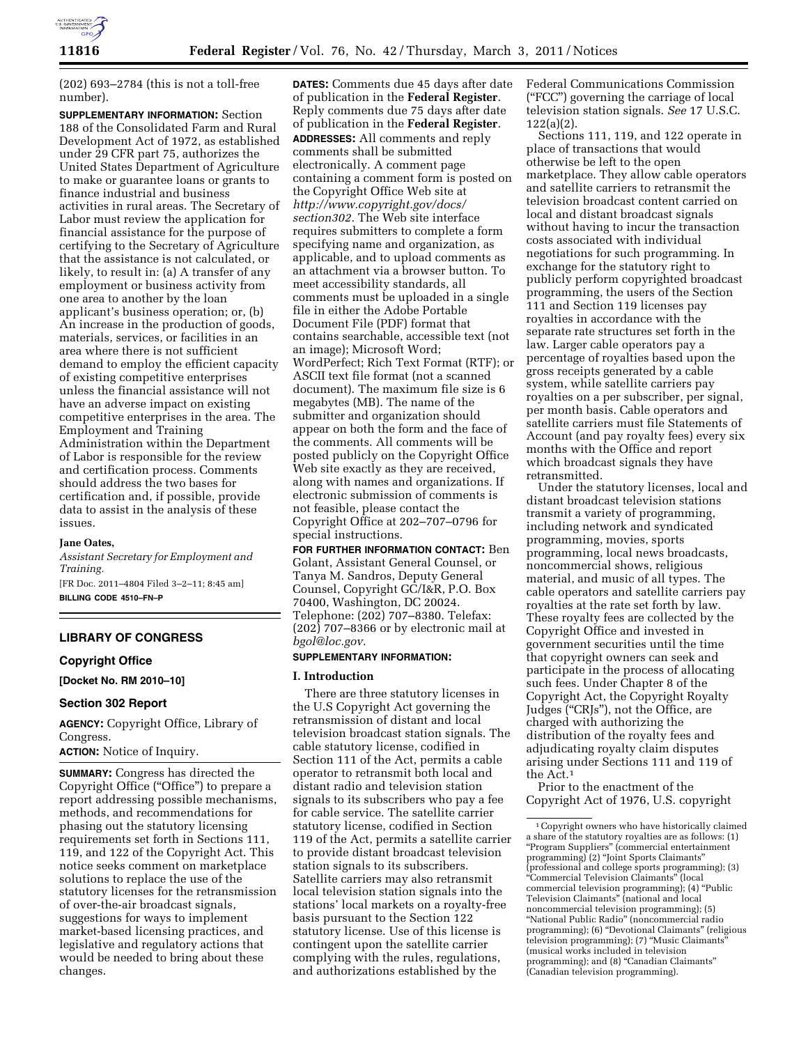(202) 693–2784 (this is not a toll-free number).

**SUPPLEMENTARY INFORMATION:** Section 188 of the Consolidated Farm and Rural Development Act of 1972, as established under 29 CFR part 75, authorizes the United States Department of Agriculture to make or guarantee loans or grants to finance industrial and business activities in rural areas. The Secretary of Labor must review the application for financial assistance for the purpose of certifying to the Secretary of Agriculture that the assistance is not calculated, or likely, to result in: (a) A transfer of any employment or business activity from one area to another by the loan applicant's business operation; or, (b) An increase in the production of goods, materials, services, or facilities in an area where there is not sufficient demand to employ the efficient capacity of existing competitive enterprises unless the financial assistance will not have an adverse impact on existing competitive enterprises in the area. The Employment and Training Administration within the Department of Labor is responsible for the review and certification process. Comments should address the two bases for certification and, if possible, provide data to assist in the analysis of these issues.

**Jane Oates,**

*Assistant Secretary for Employment and Training.*

[FR Doc. 2011–4804 Filed 3–2–11; 8:45 am]

**BILLING CODE 4510–FN–P**

## LIBRARY OF CONGRESS

### Copyright Office

**[Docket No. RM 2010–10]**

### Section 302 Report

**AGENCY:** Copyright Office, Library of Congress.

**ACTION:** Notice of Inquiry.

**SUMMARY:** Congress has directed the Copyright Office ("Office") to prepare a report addressing possible mechanisms, methods, and recommendations for phasing out the statutory licensing requirements set forth in Sections 111, 119, and 122 of the Copyright Act. This notice seeks comment on marketplace solutions to replace the use of the statutory licenses for the retransmission of over-the-air broadcast signals, suggestions for ways to implement market-based licensing practices, and legislative and regulatory actions that would be needed to bring about these changes.

**DATES:** Comments due 45 days after date of publication in the **Federal Register**. Reply comments due 75 days after date of publication in the **Federal Register**.

**ADDRESSES:** All comments and reply comments shall be submitted electronically. A comment page containing a comment form is posted on the Copyright Office Web site at *http://www.copyright.gov/docs/section302*. The Web site interface requires submitters to complete a form specifying name and organization, as applicable, and to upload comments as an attachment via a browser button. To meet accessibility standards, all comments must be uploaded in a single file in either the Adobe Portable Document File (PDF) format that contains searchable, accessible text (not an image); Microsoft Word; WordPerfect; Rich Text Format (RTF); or ASCII text file format (not a scanned document). The maximum file size is 6 megabytes (MB). The name of the submitter and organization should appear on both the form and the face of the comments. All comments will be posted publicly on the Copyright Office Web site exactly as they are received, along with names and organizations. If electronic submission of comments is not feasible, please contact the Copyright Office at 202–707–0796 for special instructions.

**FOR FURTHER INFORMATION CONTACT:** Ben Golant, Assistant General Counsel, or Tanya M. Sandros, Deputy General Counsel, Copyright GC/I&R, P.O. Box 70400, Washington, DC 20024. Telephone: (202) 707–8380. Telefax: (202) 707–8366 or by electronic mail at *bgol@loc.gov.*

**SUPPLEMENTARY INFORMATION:**

### I. Introduction

There are three statutory licenses in the U.S Copyright Act governing the retransmission of distant and local television broadcast station signals. The cable statutory license, codified in Section 111 of the Act, permits a cable operator to retransmit both local and distant radio and television station signals to its subscribers who pay a fee for cable service. The satellite carrier statutory license, codified in Section 119 of the Act, permits a satellite carrier to provide distant broadcast television station signals to its subscribers. Satellite carriers may also retransmit local television station signals into the stations' local markets on a royalty-free basis pursuant to the Section 122 statutory license. Use of this license is contingent upon the satellite carrier complying with the rules, regulations, and authorizations established by the Federal Communications Commission ("FCC") governing the carriage of local television station signals. *See* 17 U.S.C. 122(a)(2).

Sections 111, 119, and 122 operate in place of transactions that would otherwise be left to the open marketplace. They allow cable operators and satellite carriers to retransmit the television broadcast content carried on local and distant broadcast signals without having to incur the transaction costs associated with individual negotiations for such programming. In exchange for the statutory right to publicly perform copyrighted broadcast programming, the users of the Section 111 and Section 119 licenses pay royalties in accordance with the separate rate structures set forth in the law. Larger cable operators pay a percentage of royalties based upon the gross receipts generated by a cable system, while satellite carriers pay royalties on a per subscriber, per signal, per month basis. Cable operators and satellite carriers must file Statements of Account (and pay royalty fees) every six months with the Office and report which broadcast signals they have retransmitted.

Under the statutory licenses, local and distant broadcast television stations transmit a variety of programming, including network and syndicated programming, movies, sports programming, local news broadcasts, noncommercial shows, religious material, and music of all types. The cable operators and satellite carriers pay royalties at the rate set forth by law. These royalty fees are collected by the Copyright Office and invested in government securities until the time that copyright owners can seek and participate in the process of allocating such fees. Under Chapter 8 of the Copyright Act, the Copyright Royalty Judges ("CRJs"), not the Office, are charged with authorizing the distribution of the royalty fees and adjudicating royalty claim disputes arising under Sections 111 and 119 of the Act.[1]

Prior to the enactment of the Copyright Act of 1976, U.S. copyright

[1] Copyright owners who have historically claimed a share of the statutory royalties are as follows: (1) "Program Suppliers" (commercial entertainment programming) (2) "Joint Sports Claimants" (professional and college sports programming); (3) "Commercial Television Claimants" (local commercial television programming); (4) "Public Television Claimants" (national and local noncommercial television programming); (5) "National Public Radio" (noncommercial radio programming); (6) "Devotional Claimants" (religious television programming); (7) "Music Claimants" (musical works included in television programming); and (8) "Canadian Claimants" (Canadian television programming).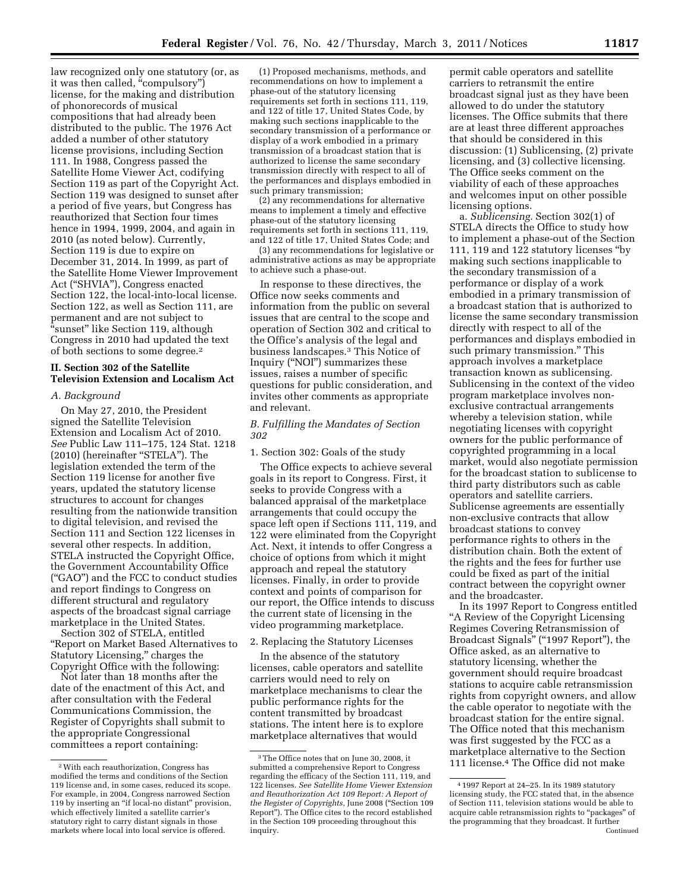law recognized only one statutory (or, as it was then called, "compulsory") license, for the making and distribution of phonorecords of musical compositions that had already been distributed to the public. The 1976 Act added a number of other statutory license provisions, including Section 111. In 1988, Congress passed the Satellite Home Viewer Act, codifying Section 119 as part of the Copyright Act. Section 119 was designed to sunset after a period of five years, but Congress has reauthorized that Section four times hence in 1994, 1999, 2004, and again in 2010 (as noted below). Currently, Section 119 is due to expire on December 31, 2014. In 1999, as part of the Satellite Home Viewer Improvement Act ("SHVIA"), Congress enacted Section 122, the local-into-local license. Section 122, as well as Section 111, are permanent and are not subject to "sunset" like Section 119, although Congress in 2010 had updated the text of both sections to some degree.[2]

## II. Section 302 of the Satellite Television Extension and Localism Act

### *A. Background*

On May 27, 2010, the President signed the Satellite Television Extension and Localism Act of 2010. *See* Public Law 111–175, 124 Stat. 1218 (2010) (hereinafter "STELA"). The legislation extended the term of the Section 119 license for another five years, updated the statutory license structures to account for changes resulting from the nationwide transition to digital television, and revised the Section 111 and Section 122 licenses in several other respects. In addition, STELA instructed the Copyright Office, the Government Accountability Office ("GAO") and the FCC to conduct studies and report findings to Congress on different structural and regulatory aspects of the broadcast signal carriage marketplace in the United States.

Section 302 of STELA, entitled "Report on Market Based Alternatives to Statutory Licensing," charges the Copyright Office with the following:

Not later than 18 months after the date of the enactment of this Act, and after consultation with the Federal Communications Commission, the Register of Copyrights shall submit to the appropriate Congressional committees a report containing:

(1) Proposed mechanisms, methods, and recommendations on how to implement a phase-out of the statutory licensing requirements set forth in sections 111, 119, and 122 of title 17, United States Code, by making such sections inapplicable to the secondary transmission of a performance or display of a work embodied in a primary transmission of a broadcast station that is authorized to license the same secondary transmission directly with respect to all of the performances and displays embodied in such primary transmission;

(2) any recommendations for alternative means to implement a timely and effective phase-out of the statutory licensing requirements set forth in sections 111, 119, and 122 of title 17, United States Code; and

(3) any recommendations for legislative or administrative actions as may be appropriate to achieve such a phase-out.

In response to these directives, the Office now seeks comments and information from the public on several issues that are central to the scope and operation of Section 302 and critical to the Office's analysis of the legal and business landscapes.[3] This Notice of Inquiry ("NOI") summarizes these issues, raises a number of specific questions for public consideration, and invites other comments as appropriate and relevant.

### *B. Fulfilling the Mandates of Section 302*

1. Section 302: Goals of the study

The Office expects to achieve several goals in its report to Congress. First, it seeks to provide Congress with a balanced appraisal of the marketplace arrangements that could occupy the space left open if Sections 111, 119, and 122 were eliminated from the Copyright Act. Next, it intends to offer Congress a choice of options from which it might approach and repeal the statutory licenses. Finally, in order to provide context and points of comparison for our report, the Office intends to discuss the current state of licensing in the video programming marketplace.

2. Replacing the Statutory Licenses

In the absence of the statutory licenses, cable operators and satellite carriers would need to rely on marketplace mechanisms to clear the public performance rights for the content transmitted by broadcast stations. The intent here is to explore marketplace alternatives that would permit cable operators and satellite carriers to retransmit the entire broadcast signal just as they have been allowed to do under the statutory licenses. The Office submits that there are at least three different approaches that should be considered in this discussion: (1) Sublicensing, (2) private licensing, and (3) collective licensing. The Office seeks comment on the viability of each of these approaches and welcomes input on other possible licensing options.

a. *Sublicensing.* Section 302(1) of STELA directs the Office to study how to implement a phase-out of the Section 111, 119 and 122 statutory licenses "by making such sections inapplicable to the secondary transmission of a performance or display of a work embodied in a primary transmission of a broadcast station that is authorized to license the same secondary transmission directly with respect to all of the performances and displays embodied in such primary transmission." This approach involves a marketplace transaction known as sublicensing. Sublicensing in the context of the video program marketplace involves non-exclusive contractual arrangements whereby a television station, while negotiating licenses with copyright owners for the public performance of copyrighted programming in a local market, would also negotiate permission for the broadcast station to sublicense to third party distributors such as cable operators and satellite carriers. Sublicense agreements are essentially non-exclusive contracts that allow broadcast stations to convey performance rights to others in the distribution chain. Both the extent of the rights and the fees for further use could be fixed as part of the initial contract between the copyright owner and the broadcaster.

In its 1997 Report to Congress entitled "A Review of the Copyright Licensing Regimes Covering Retransmission of Broadcast Signals" ("1997 Report"), the Office asked, as an alternative to statutory licensing, whether the government should require broadcast stations to acquire cable retransmission rights from copyright owners, and allow the cable operator to negotiate with the broadcast station for the entire signal. The Office noted that this mechanism was first suggested by the FCC as a marketplace alternative to the Section 111 license.[4] The Office did not make

---

[2] With each reauthorization, Congress has modified the terms and conditions of the Section 119 license and, in some cases, reduced its scope. For example, in 2004, Congress narrowed Section 119 by inserting an "if local-no distant" provision, which effectively limited a satellite carrier's statutory right to carry distant signals in those markets where local into local service is offered.

[3] The Office notes that on June 30, 2008, it submitted a comprehensive Report to Congress regarding the efficacy of the Section 111, 119, and 122 licenses. *See Satellite Home Viewer Extension and Reauthorization Act 109 Report: A Report of the Register of Copyrights,* June 2008 ("Section 109 Report"). The Office cites to the record established in the Section 109 proceeding throughout this inquiry.

[4] 1997 Report at 24–25. In its 1989 statutory licensing study, the FCC stated that, in the absence of Section 111, television stations would be able to acquire cable retransmission rights to "packages" of the programming that they broadcast. It further

Continued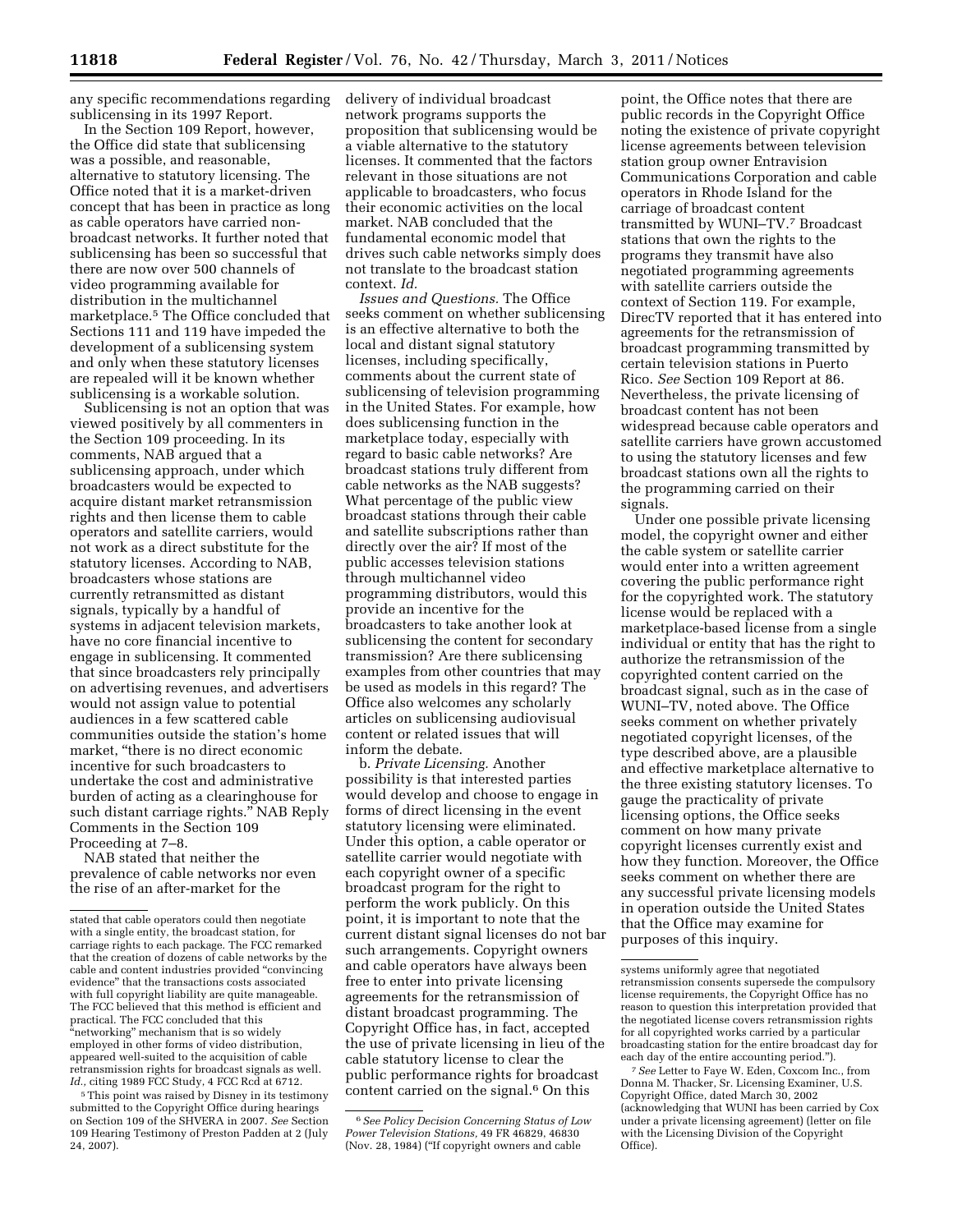any specific recommendations regarding sublicensing in its 1997 Report.

In the Section 109 Report, however, the Office did state that sublicensing was a possible, and reasonable, alternative to statutory licensing. The Office noted that it is a market-driven concept that has been in practice as long as cable operators have carried non-broadcast networks. It further noted that sublicensing has been so successful that there are now over 500 channels of video programming available for distribution in the multichannel marketplace.[5] The Office concluded that Sections 111 and 119 have impeded the development of a sublicensing system and only when these statutory licenses are repealed will it be known whether sublicensing is a workable solution.

Sublicensing is not an option that was viewed positively by all commenters in the Section 109 proceeding. In its comments, NAB argued that a sublicensing approach, under which broadcasters would be expected to acquire distant market retransmission rights and then license them to cable operators and satellite carriers, would not work as a direct substitute for the statutory licenses. According to NAB, broadcasters whose stations are currently retransmitted as distant signals, typically by a handful of systems in adjacent television markets, have no core financial incentive to engage in sublicensing. It commented that since broadcasters rely principally on advertising revenues, and advertisers would not assign value to potential audiences in a few scattered cable communities outside the station's home market, "there is no direct economic incentive for such broadcasters to undertake the cost and administrative burden of acting as a clearinghouse for such distant carriage rights." NAB Reply Comments in the Section 109 Proceeding at 7–8.

NAB stated that neither the prevalence of cable networks nor even the rise of an after-market for the delivery of individual broadcast network programs supports the proposition that sublicensing would be a viable alternative to the statutory licenses. It commented that the factors relevant in those situations are not applicable to broadcasters, who focus their economic activities on the local market. NAB concluded that the fundamental economic model that drives such cable networks simply does not translate to the broadcast station context. *Id.*

*Issues and Questions.* The Office seeks comment on whether sublicensing is an effective alternative to both the local and distant signal statutory licenses, including specifically, comments about the current state of sublicensing of television programming in the United States. For example, how does sublicensing function in the marketplace today, especially with regard to basic cable networks? Are broadcast stations truly different from cable networks as the NAB suggests? What percentage of the public view broadcast stations through their cable and satellite subscriptions rather than directly over the air? If most of the public accesses television stations through multichannel video programming distributors, would this provide an incentive for the broadcasters to take another look at sublicensing the content for secondary transmission? Are there sublicensing examples from other countries that may be used as models in this regard? The Office also welcomes any scholarly articles on sublicensing audiovisual content or related issues that will inform the debate.

b. *Private Licensing.* Another possibility is that interested parties would develop and choose to engage in forms of direct licensing in the event statutory licensing were eliminated. Under this option, a cable operator or satellite carrier would negotiate with each copyright owner of a specific broadcast program for the right to perform the work publicly. On this point, it is important to note that the current distant signal licenses do not bar such arrangements. Copyright owners and cable operators have always been free to enter into private licensing agreements for the retransmission of distant broadcast programming. The Copyright Office has, in fact, accepted the use of private licensing in lieu of the cable statutory license to clear the public performance rights for broadcast content carried on the signal.[6] On this point, the Office notes that there are public records in the Copyright Office noting the existence of private copyright license agreements between television station group owner Entravision Communications Corporation and cable operators in Rhode Island for the carriage of broadcast content transmitted by WUNI–TV.[7] Broadcast stations that own the rights to the programs they transmit have also negotiated programming agreements with satellite carriers outside the context of Section 119. For example, DirecTV reported that it has entered into agreements for the retransmission of broadcast programming transmitted by certain television stations in Puerto Rico. *See* Section 109 Report at 86. Nevertheless, the private licensing of broadcast content has not been widespread because cable operators and satellite carriers have grown accustomed to using the statutory licenses and few broadcast stations own all the rights to the programming carried on their signals.

Under one possible private licensing model, the copyright owner and either the cable system or satellite carrier would enter into a written agreement covering the public performance right for the copyrighted work. The statutory license would be replaced with a marketplace-based license from a single individual or entity that has the right to authorize the retransmission of the copyrighted content carried on the broadcast signal, such as in the case of WUNI–TV, noted above. The Office seeks comment on whether privately negotiated copyright licenses, of the type described above, are a plausible and effective marketplace alternative to the three existing statutory licenses. To gauge the practicality of private licensing options, the Office seeks comment on how many private copyright licenses currently exist and how they function. Moreover, the Office seeks comment on whether there are any successful private licensing models in operation outside the United States that the Office may examine for purposes of this inquiry.

---

stated that cable operators could then negotiate with a single entity, the broadcast station, for carriage rights to each package. The FCC remarked that the creation of dozens of cable networks by the cable and content industries provided "convincing evidence" that the transactions costs associated with full copyright liability are quite manageable. The FCC believed that this method is efficient and practical. The FCC concluded that this "networking" mechanism that is so widely employed in other forms of video distribution, appeared well-suited to the acquisition of cable retransmission rights for broadcast signals as well. *Id.,* citing 1989 FCC Study, 4 FCC Rcd at 6712.

[5] This point was raised by Disney in its testimony submitted to the Copyright Office during hearings on Section 109 of the SHVERA in 2007. *See* Section 109 Hearing Testimony of Preston Padden at 2 (July 24, 2007).

[6] *See Policy Decision Concerning Status of Low Power Television Stations,* 49 FR 46829, 46830 (Nov. 28, 1984) ("If copyright owners and cable systems uniformly agree that negotiated retransmission consents supersede the compulsory license requirements, the Copyright Office has no reason to question this interpretation provided that the negotiated license covers retransmission rights for all copyrighted works carried by a particular broadcasting station for the entire broadcast day for each day of the entire accounting period.").

[7] *See* Letter to Faye W. Eden, Coxcom Inc., from Donna M. Thacker, Sr. Licensing Examiner, U.S. Copyright Office, dated March 30, 2002 (acknowledging that WUNI has been carried by Cox under a private licensing agreement) (letter on file with the Licensing Division of the Copyright Office).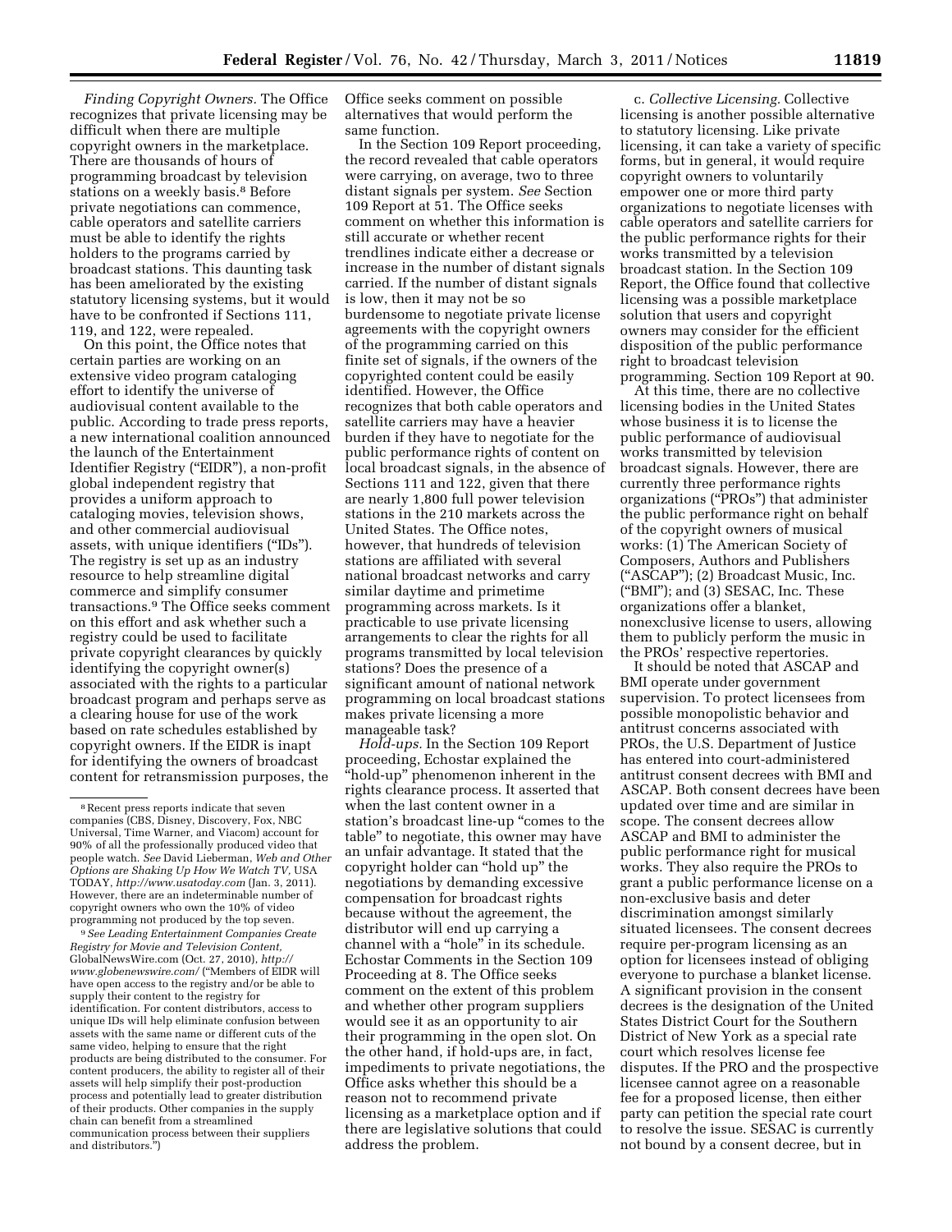*Finding Copyright Owners.* The Office recognizes that private licensing may be difficult when there are multiple copyright owners in the marketplace. There are thousands of hours of programming broadcast by television stations on a weekly basis.[8] Before private negotiations can commence, cable operators and satellite carriers must be able to identify the rights holders to the programs carried by broadcast stations. This daunting task has been ameliorated by the existing statutory licensing systems, but it would have to be confronted if Sections 111, 119, and 122, were repealed.

On this point, the Office notes that certain parties are working on an extensive video program cataloging effort to identify the universe of audiovisual content available to the public. According to trade press reports, a new international coalition announced the launch of the Entertainment Identifier Registry ("EIDR"), a non-profit global independent registry that provides a uniform approach to cataloging movies, television shows, and other commercial audiovisual assets, with unique identifiers ("IDs"). The registry is set up as an industry resource to help streamline digital commerce and simplify consumer transactions.[9] The Office seeks comment on this effort and ask whether such a registry could be used to facilitate private copyright clearances by quickly identifying the copyright owner(s) associated with the rights to a particular broadcast program and perhaps serve as a clearing house for use of the work based on rate schedules established by copyright owners. If the EIDR is inapt for identifying the owners of broadcast content for retransmission purposes, the Office seeks comment on possible alternatives that would perform the same function.

In the Section 109 Report proceeding, the record revealed that cable operators were carrying, on average, two to three distant signals per system. *See* Section 109 Report at 51. The Office seeks comment on whether this information is still accurate or whether recent trendlines indicate either a decrease or increase in the number of distant signals carried. If the number of distant signals is low, then it may not be so burdensome to negotiate private license agreements with the copyright owners of the programming carried on this finite set of signals, if the owners of the copyrighted content could be easily identified. However, the Office recognizes that both cable operators and satellite carriers may have a heavier burden if they have to negotiate for the public performance rights of content on local broadcast signals, in the absence of Sections 111 and 122, given that there are nearly 1,800 full power television stations in the 210 markets across the United States. The Office notes, however, that hundreds of television stations are affiliated with several national broadcast networks and carry similar daytime and primetime programming across markets. Is it practicable to use private licensing arrangements to clear the rights for all programs transmitted by local television stations? Does the presence of a significant amount of national network programming on local broadcast stations makes private licensing a more manageable task?

*Hold-ups.* In the Section 109 Report proceeding, Echostar explained the "hold-up" phenomenon inherent in the rights clearance process. It asserted that when the last content owner in a station's broadcast line-up "comes to the table" to negotiate, this owner may have an unfair advantage. It stated that the copyright holder can "hold up" the negotiations by demanding excessive compensation for broadcast rights because without the agreement, the distributor will end up carrying a channel with a "hole" in its schedule. Echostar Comments in the Section 109 Proceeding at 8. The Office seeks comment on the extent of this problem and whether other program suppliers would see it as an opportunity to air their programming in the open slot. On the other hand, if hold-ups are, in fact, impediments to private negotiations, the Office asks whether this should be a reason not to recommend private licensing as a marketplace option and if there are legislative solutions that could address the problem.

c. *Collective Licensing.* Collective licensing is another possible alternative to statutory licensing. Like private licensing, it can take a variety of specific forms, but in general, it would require copyright owners to voluntarily empower one or more third party organizations to negotiate licenses with cable operators and satellite carriers for the public performance rights for their works transmitted by a television broadcast station. In the Section 109 Report, the Office found that collective licensing was a possible marketplace solution that users and copyright owners may consider for the efficient disposition of the public performance right to broadcast television programming. Section 109 Report at 90.

At this time, there are no collective licensing bodies in the United States whose business it is to license the public performance of audiovisual works transmitted by television broadcast signals. However, there are currently three performance rights organizations ("PROs") that administer the public performance right on behalf of the copyright owners of musical works: (1) The American Society of Composers, Authors and Publishers ("ASCAP"); (2) Broadcast Music, Inc. ("BMI"); and (3) SESAC, Inc. These organizations offer a blanket, nonexclusive license to users, allowing them to publicly perform the music in the PROs' respective repertories.

It should be noted that ASCAP and BMI operate under government supervision. To protect licensees from possible monopolistic behavior and antitrust concerns associated with PROs, the U.S. Department of Justice has entered into court-administered antitrust consent decrees with BMI and ASCAP. Both consent decrees have been updated over time and are similar in scope. The consent decrees allow ASCAP and BMI to administer the public performance right for musical works. They also require the PROs to grant a public performance license on a non-exclusive basis and deter discrimination amongst similarly situated licensees. The consent decrees require per-program licensing as an option for licensees instead of obliging everyone to purchase a blanket license. A significant provision in the consent decrees is the designation of the United States District Court for the Southern District of New York as a special rate court which resolves license fee disputes. If the PRO and the prospective licensee cannot agree on a reasonable fee for a proposed license, then either party can petition the special rate court to resolve the issue. SESAC is currently not bound by a consent decree, but in

---

[8] Recent press reports indicate that seven companies (CBS, Disney, Discovery, Fox, NBC Universal, Time Warner, and Viacom) account for 90% of all the professionally produced video that people watch. *See* David Lieberman, *Web and Other Options are Shaking Up How We Watch TV,* USA TODAY, *http://www.usatoday.com* (Jan. 3, 2011). However, there are an indeterminable number of copyright owners who own the 10% of video programming not produced by the top seven.

[9] *See Leading Entertainment Companies Create Registry for Movie and Television Content,* GlobalNewsWire.com (Oct. 27, 2010), *http://www.globenewswire.com/* ("Members of EIDR will have open access to the registry and/or be able to supply their content to the registry for identification. For content distributors, access to unique IDs will help eliminate confusion between assets with the same name or different cuts of the same video, helping to ensure that the right products are being distributed to the consumer. For content producers, the ability to register all of their assets will help simplify their post-production process and potentially lead to greater distribution of their products. Other companies in the supply chain can benefit from a streamlined communication process between their suppliers and distributors.")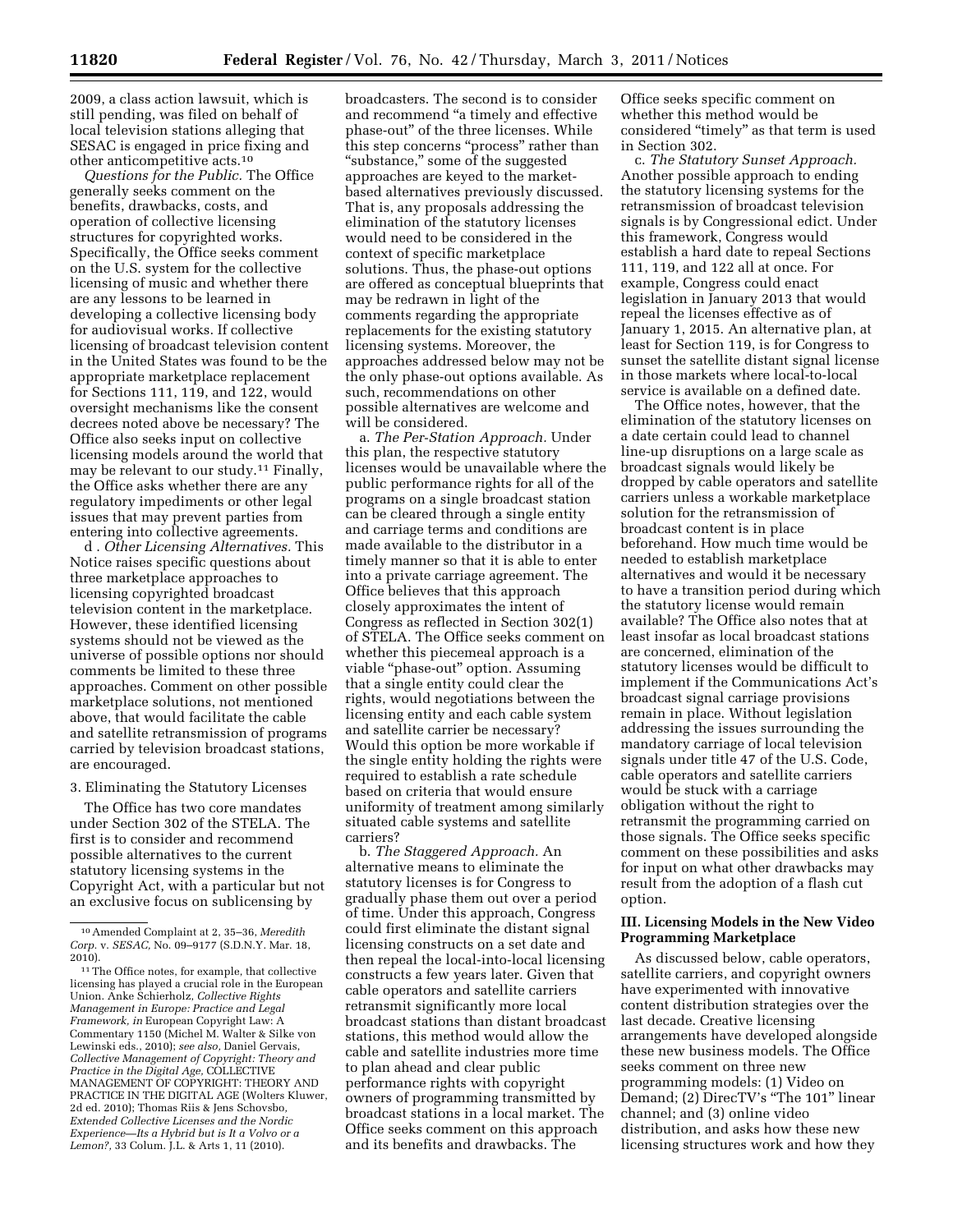2009, a class action lawsuit, which is still pending, was filed on behalf of local television stations alleging that SESAC is engaged in price fixing and other anticompetitive acts.[10]

*Questions for the Public.* The Office generally seeks comment on the benefits, drawbacks, costs, and operation of collective licensing structures for copyrighted works. Specifically, the Office seeks comment on the U.S. system for the collective licensing of music and whether there are any lessons to be learned in developing a collective licensing body for audiovisual works. If collective licensing of broadcast television content in the United States was found to be the appropriate marketplace replacement for Sections 111, 119, and 122, would oversight mechanisms like the consent decrees noted above be necessary? The Office also seeks input on collective licensing models around the world that may be relevant to our study.[11] Finally, the Office asks whether there are any regulatory impediments or other legal issues that may prevent parties from entering into collective agreements.

d . *Other Licensing Alternatives.* This Notice raises specific questions about three marketplace approaches to licensing copyrighted broadcast television content in the marketplace. However, these identified licensing systems should not be viewed as the universe of possible options nor should comments be limited to these three approaches. Comment on other possible marketplace solutions, not mentioned above, that would facilitate the cable and satellite retransmission of programs carried by television broadcast stations, are encouraged.

3. Eliminating the Statutory Licenses

The Office has two core mandates under Section 302 of the STELA. The first is to consider and recommend possible alternatives to the current statutory licensing systems in the Copyright Act, with a particular but not an exclusive focus on sublicensing by broadcasters. The second is to consider and recommend "a timely and effective phase-out" of the three licenses. While this step concerns "process" rather than "substance," some of the suggested approaches are keyed to the market-based alternatives previously discussed. That is, any proposals addressing the elimination of the statutory licenses would need to be considered in the context of specific marketplace solutions. Thus, the phase-out options are offered as conceptual blueprints that may be redrawn in light of the comments regarding the appropriate replacements for the existing statutory licensing systems. Moreover, the approaches addressed below may not be the only phase-out options available. As such, recommendations on other possible alternatives are welcome and will be considered.

a. *The Per-Station Approach.* Under this plan, the respective statutory licenses would be unavailable where the public performance rights for all of the programs on a single broadcast station can be cleared through a single entity and carriage terms and conditions are made available to the distributor in a timely manner so that it is able to enter into a private carriage agreement. The Office believes that this approach closely approximates the intent of Congress as reflected in Section 302(1) of STELA. The Office seeks comment on whether this piecemeal approach is a viable "phase-out" option. Assuming that a single entity could clear the rights, would negotiations between the licensing entity and each cable system and satellite carrier be necessary? Would this option be more workable if the single entity holding the rights were required to establish a rate schedule based on criteria that would ensure uniformity of treatment among similarly situated cable systems and satellite carriers?

b. *The Staggered Approach.* An alternative means to eliminate the statutory licenses is for Congress to gradually phase them out over a period of time. Under this approach, Congress could first eliminate the distant signal licensing constructs on a set date and then repeal the local-into-local licensing constructs a few years later. Given that cable operators and satellite carriers retransmit significantly more local broadcast stations than distant broadcast stations, this method would allow the cable and satellite industries more time to plan ahead and clear public performance rights with copyright owners of programming transmitted by broadcast stations in a local market. The Office seeks comment on this approach and its benefits and drawbacks. The Office seeks specific comment on whether this method would be considered "timely" as that term is used in Section 302.

c. *The Statutory Sunset Approach.* Another possible approach to ending the statutory licensing systems for the retransmission of broadcast television signals is by Congressional edict. Under this framework, Congress would establish a hard date to repeal Sections 111, 119, and 122 all at once. For example, Congress could enact legislation in January 2013 that would repeal the licenses effective as of January 1, 2015. An alternative plan, at least for Section 119, is for Congress to sunset the satellite distant signal license in those markets where local-to-local service is available on a defined date.

The Office notes, however, that the elimination of the statutory licenses on a date certain could lead to channel line-up disruptions on a large scale as broadcast signals would likely be dropped by cable operators and satellite carriers unless a workable marketplace solution for the retransmission of broadcast content is in place beforehand. How much time would be needed to establish marketplace alternatives and would it be necessary to have a transition period during which the statutory license would remain available? The Office also notes that at least insofar as local broadcast stations are concerned, elimination of the statutory licenses would be difficult to implement if the Communications Act's broadcast signal carriage provisions remain in place. Without legislation addressing the issues surrounding the mandatory carriage of local television signals under title 47 of the U.S. Code, cable operators and satellite carriers would be stuck with a carriage obligation without the right to retransmit the programming carried on those signals. The Office seeks specific comment on these possibilities and asks for input on what other drawbacks may result from the adoption of a flash cut option.

## III. Licensing Models in the New Video Programming Marketplace

As discussed below, cable operators, satellite carriers, and copyright owners have experimented with innovative content distribution strategies over the last decade. Creative licensing arrangements have developed alongside these new business models. The Office seeks comment on three new programming models: (1) Video on Demand; (2) DirecTV's "The 101" linear channel; and (3) online video distribution, and asks how these new licensing structures work and how they

---

[10] Amended Complaint at 2, 35–36, *Meredith Corp.* v. *SESAC,* No. 09–9177 (S.D.N.Y. Mar. 18, 2010).

[11] The Office notes, for example, that collective licensing has played a crucial role in the European Union. Anke Schierholz, *Collective Rights Management in Europe: Practice and Legal Framework, in* European Copyright Law: A Commentary 1150 (Michel M. Walter & Silke von Lewinski eds., 2010); *see also,* Daniel Gervais, *Collective Management of Copyright: Theory and Practice in the Digital Age,* COLLECTIVE MANAGEMENT OF COPYRIGHT: THEORY AND PRACTICE IN THE DIGITAL AGE (Wolters Kluwer, 2d ed. 2010); Thomas Riis & Jens Schovsbo, *Extended Collective Licenses and the Nordic Experience—Its a Hybrid but is It a Volvo or a Lemon?,* 33 Colum. J.L. & Arts 1, 11 (2010).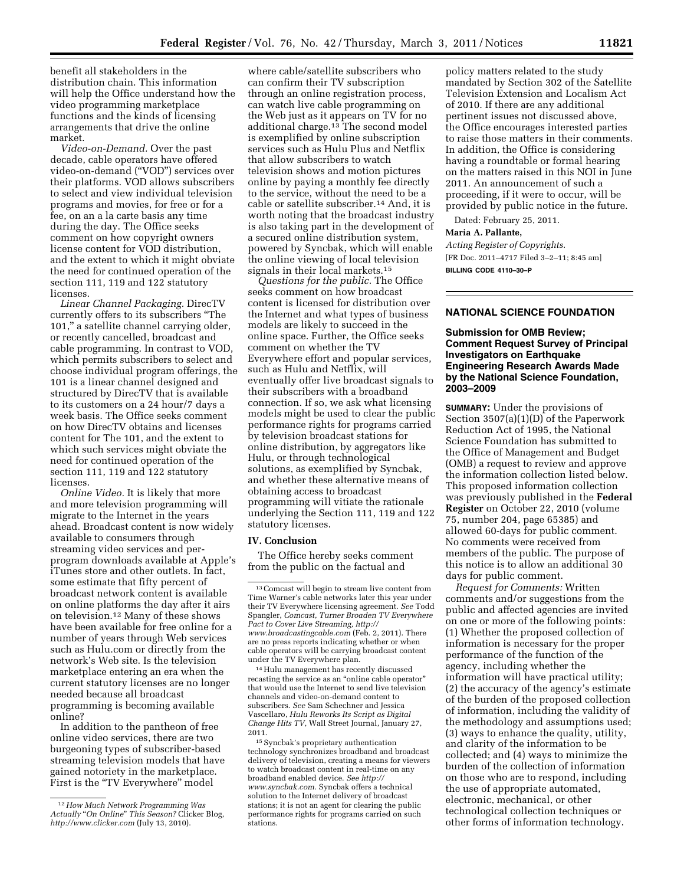benefit all stakeholders in the distribution chain. This information will help the Office understand how the video programming marketplace functions and the kinds of licensing arrangements that drive the online market.

*Video-on-Demand.* Over the past decade, cable operators have offered video-on-demand ("VOD") services over their platforms. VOD allows subscribers to select and view individual television programs and movies, for free or for a fee, on an a la carte basis any time during the day. The Office seeks comment on how copyright owners license content for VOD distribution, and the extent to which it might obviate the need for continued operation of the section 111, 119 and 122 statutory licenses.

*Linear Channel Packaging.* DirecTV currently offers to its subscribers "The 101," a satellite channel carrying older, or recently cancelled, broadcast and cable programming. In contrast to VOD, which permits subscribers to select and choose individual program offerings, the 101 is a linear channel designed and structured by DirecTV that is available to its customers on a 24 hour/7 days a week basis. The Office seeks comment on how DirecTV obtains and licenses content for The 101, and the extent to which such services might obviate the need for continued operation of the section 111, 119 and 122 statutory licenses.

*Online Video.* It is likely that more and more television programming will migrate to the Internet in the years ahead. Broadcast content is now widely available to consumers through streaming video services and per-program downloads available at Apple's iTunes store and other outlets. In fact, some estimate that fifty percent of broadcast network content is available on online platforms the day after it airs on television.[12] Many of these shows have been available for free online for a number of years through Web services such as Hulu.com or directly from the network's Web site. Is the television marketplace entering an era when the current statutory licenses are no longer needed because all broadcast programming is becoming available online?

In addition to the pantheon of free online video services, there are two burgeoning types of subscriber-based streaming television models that have gained notoriety in the marketplace. First is the "TV Everywhere" model where cable/satellite subscribers who can confirm their TV subscription through an online registration process, can watch live cable programming on the Web just as it appears on TV for no additional charge.[13] The second model is exemplified by online subscription services such as Hulu Plus and Netflix that allow subscribers to watch television shows and motion pictures online by paying a monthly fee directly to the service, without the need to be a cable or satellite subscriber.[14] And, it is worth noting that the broadcast industry is also taking part in the development of a secured online distribution system, powered by Syncbak, which will enable the online viewing of local television signals in their local markets.[15]

*Questions for the public.* The Office seeks comment on how broadcast content is licensed for distribution over the Internet and what types of business models are likely to succeed in the online space. Further, the Office seeks comment on whether the TV Everywhere effort and popular services, such as Hulu and Netflix, will eventually offer live broadcast signals to their subscribers with a broadband connection. If so, we ask what licensing models might be used to clear the public performance rights for programs carried by television broadcast stations for online distribution, by aggregators like Hulu, or through technological solutions, as exemplified by Syncbak, and whether these alternative means of obtaining access to broadcast programming will vitiate the rationale underlying the Section 111, 119 and 122 statutory licenses.

## IV. Conclusion

The Office hereby seeks comment from the public on the factual and policy matters related to the study mandated by Section 302 of the Satellite Television Extension and Localism Act of 2010. If there are any additional pertinent issues not discussed above, the Office encourages interested parties to raise those matters in their comments. In addition, the Office is considering having a roundtable or formal hearing on the matters raised in this NOI in June 2011. An announcement of such a proceeding, if it were to occur, will be provided by public notice in the future.

Dated: February 25, 2011.

**Maria A. Pallante,**

*Acting Register of Copyrights.*

[FR Doc. 2011–4717 Filed 3–2–11; 8:45 am]

**BILLING CODE 4110–30–P**

---

[12] *How Much Network Programming Was Actually "On Online" This Season?* Clicker Blog, *http://www.clicker.com* (July 13, 2010).

[13] Comcast will begin to stream live content from Time Warner's cable networks later this year under their TV Everywhere licensing agreement. *See* Todd Spangler, *Comcast, Turner Broaden TV Everywhere Pact to Cover Live Streaming, http://www.broadcastingcable.com* (Feb. 2, 2011). There are no press reports indicating whether or when cable operators will be carrying broadcast content under the TV Everywhere plan.

[14] Hulu management has recently discussed recasting the service as an "online cable operator" that would use the Internet to send live television channels and video-on-demand content to subscribers. *See* Sam Schechner and Jessica Vascellaro, *Hulu Reworks Its Script as Digital Change Hits TV,* Wall Street Journal, January 27, 2011.

[15] Syncbak's proprietary authentication technology synchronizes broadband and broadcast delivery of television, creating a means for viewers to watch broadcast content in real-time on any broadband enabled device. *See http://www.syncbak.com.* Syncbak offers a technical solution to the Internet delivery of broadcast stations; it is not an agent for clearing the public performance rights for programs carried on such stations.

---

## NATIONAL SCIENCE FOUNDATION

### Submission for OMB Review; Comment Request Survey of Principal Investigators on Earthquake Engineering Research Awards Made by the National Science Foundation, 2003–2009

**SUMMARY:** Under the provisions of Section 3507(a)(1)(D) of the Paperwork Reduction Act of 1995, the National Science Foundation has submitted to the Office of Management and Budget (OMB) a request to review and approve the information collection listed below. This proposed information collection was previously published in the **Federal Register** on October 22, 2010 (volume 75, number 204, page 65385) and allowed 60-days for public comment. No comments were received from members of the public. The purpose of this notice is to allow an additional 30 days for public comment.

*Request for Comments:* Written comments and/or suggestions from the public and affected agencies are invited on one or more of the following points: (1) Whether the proposed collection of information is necessary for the proper performance of the function of the agency, including whether the information will have practical utility; (2) the accuracy of the agency's estimate of the burden of the proposed collection of information, including the validity of the methodology and assumptions used; (3) ways to enhance the quality, utility, and clarity of the information to be collected; and (4) ways to minimize the burden of the collection of information on those who are to respond, including the use of appropriate automated, electronic, mechanical, or other technological collection techniques or other forms of information technology.